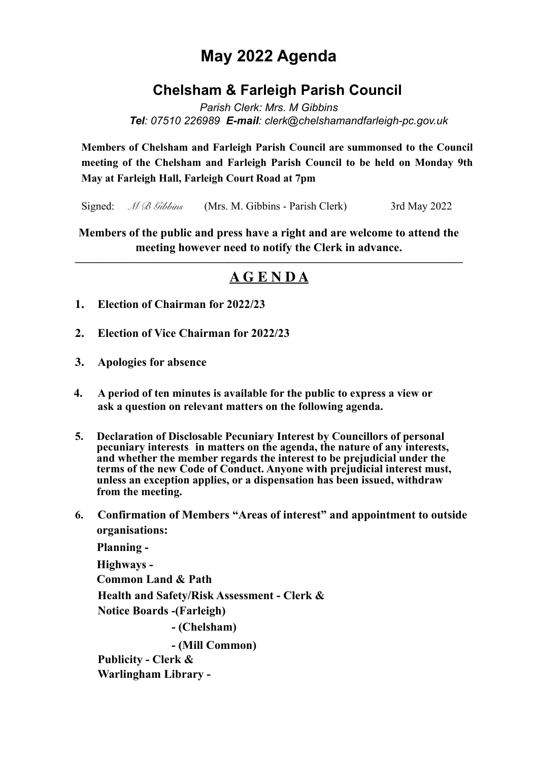# May 2022 Agenda

## Chelsham & Farleigh Parish Council

*Parish Clerk: Mrs. M Gibbins*
***Tel***: *07510 226989* ***E-mail***: *clerk@chelshamandfarleigh-pc.gov.uk*

**Members of Chelsham and Farleigh Parish Council are summonsed to the Council meeting of the Chelsham and Farleigh Parish Council to be held on Monday 9th May at Farleigh Hall, Farleigh Court Road at 7pm**

Signed: *M B Gibbins* (Mrs. M. Gibbins - Parish Clerk) 3rd May 2022

**Members of the public and press have a right and are welcome to attend the meeting however need to notify the Clerk in advance.**

---

## A G E N D A

1. **Election of Chairman for 2022/23**

2. **Election of Vice Chairman for 2022/23**

3. **Apologies for absence**

4. **A period of ten minutes is available for the public to express a view or ask a question on relevant matters on the following agenda.**

5. **Declaration of Disclosable Pecuniary Interest by Councillors of personal pecuniary interests in matters on the agenda, the nature of any interests, and whether the member regards the interest to be prejudicial under the terms of the new Code of Conduct. Anyone with prejudicial interest must, unless an exception applies, or a dispensation has been issued, withdraw from the meeting.**

6. **Confirmation of Members "Areas of interest" and appointment to outside organisations:**

   **Planning -**

   **Highways -**

   **Common Land & Path**

   **Health and Safety/Risk Assessment - Clerk &**

   **Notice Boards -(Farleigh)**

   **- (Chelsham)**

   **- (Mill Common)**

   **Publicity - Clerk &**

   **Warlingham Library -**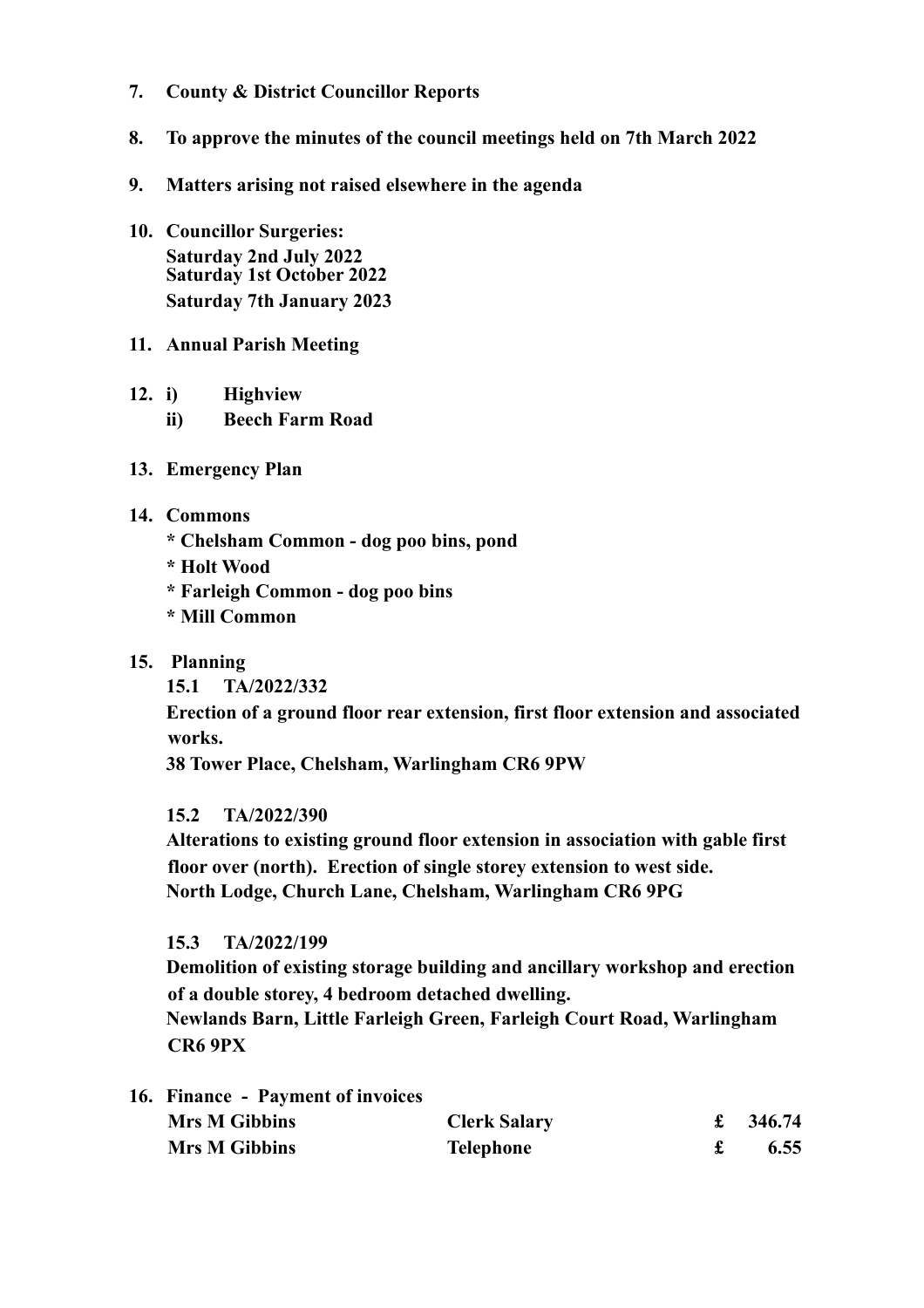**7. County & District Councillor Reports**

**8. To approve the minutes of the council meetings held on 7th March 2022**

**9. Matters arising not raised elsewhere in the agenda**

**10. Councillor Surgeries:**
**Saturday 2nd July 2022**
**Saturday 1st October 2022**
**Saturday 7th January 2023**

**11. Annual Parish Meeting**

**12. i) Highview**
**ii) Beech Farm Road**

**13. Emergency Plan**

**14. Commons**
**\* Chelsham Common - dog poo bins, pond**
**\* Holt Wood**
**\* Farleigh Common - dog poo bins**
**\* Mill Common**

**15. Planning**

**15.1 TA/2022/332**
**Erection of a ground floor rear extension, first floor extension and associated works.**
**38 Tower Place, Chelsham, Warlingham CR6 9PW**

**15.2 TA/2022/390**
**Alterations to existing ground floor extension in association with gable first floor over (north). Erection of single storey extension to west side.**
**North Lodge, Church Lane, Chelsham, Warlingham CR6 9PG**

**15.3 TA/2022/199**
**Demolition of existing storage building and ancillary workshop and erection of a double storey, 4 bedroom detached dwelling.**
**Newlands Barn, Little Farleigh Green, Farleigh Court Road, Warlingham CR6 9PX**

**16. Finance - Payment of invoices**

| | | |
|---|---|---|
| **Mrs M Gibbins** | **Clerk Salary** | **£ 346.74** |
| **Mrs M Gibbins** | **Telephone** | **£ 6.55** |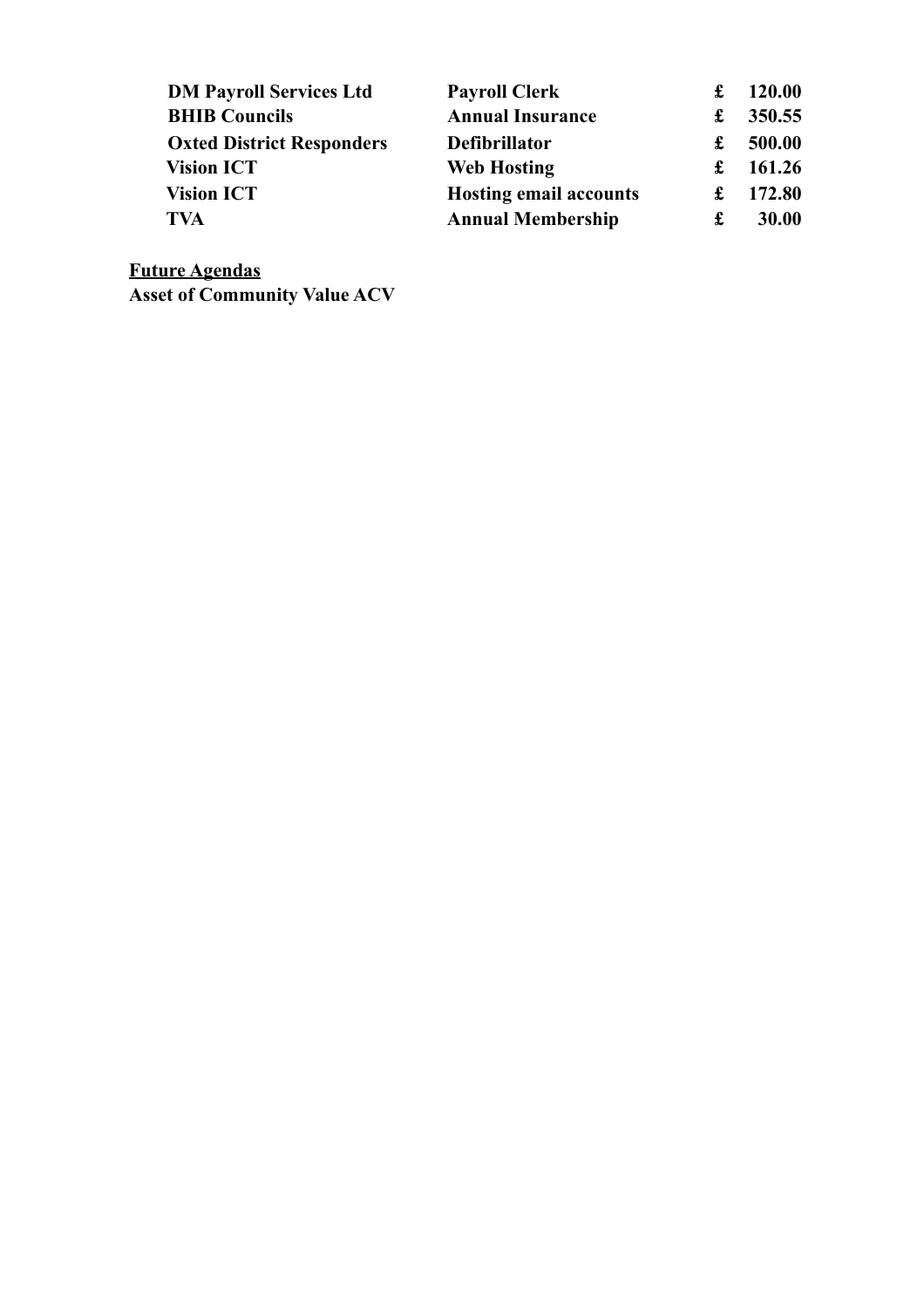| | | | |
|---|---|---|---|
| **DM Payroll Services Ltd** | **Payroll Clerk** | **£** | **120.00** |
| **BHIB Councils** | **Annual Insurance** | **£** | **350.55** |
| **Oxted District Responders** | **Defibrillator** | **£** | **500.00** |
| **Vision ICT** | **Web Hosting** | **£** | **161.26** |
| **Vision ICT** | **Hosting email accounts** | **£** | **172.80** |
| **TVA** | **Annual Membership** | **£** | **30.00** |

**<u>Future Agendas</u>**
**Asset of Community Value ACV**